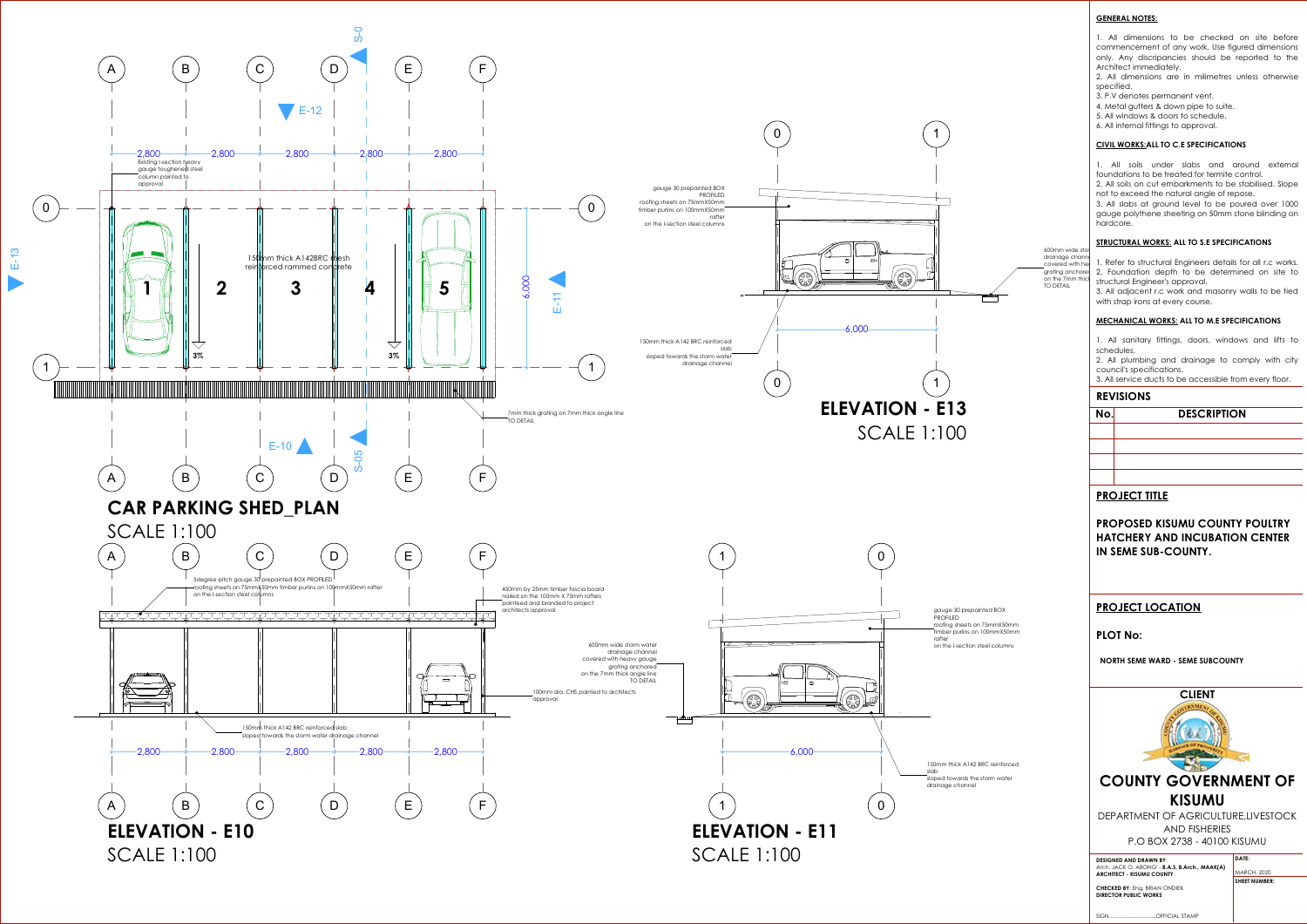## CAR PARKING SHED_PLAN

SCALE 1:100

Grid lines: A, B, C, D, E, F; 0, 1

Dimensions: 2,800 — 2,800 — 2,800 — 2,800 — 2,800; 6,000

Existing I-section heavy gauge toughened steel column painted to approval

150mm thick A142BRC mesh reinforced rammed concrete

Parking bays: 1, 2, 3, 4, 5

3% 3%

7mm thick grating on 7mm thick angle line TO DETAIL

E-10, E-11, E-12, E-13, S-0, S-05

## ELEVATION - E13

SCALE 1:100

gauge 30 prepainted BOX PROFILED roofing sheets on 75mmX50mm timber purlins on 100mmX50mm rafter on the I-section steel columns

150mm thick A142 BRC reinforced slab sloped towards the storm water drainage channel

600mm wide storm water drainage channel covered with heavy gauge grating anchored on the 7mm thick angle line TO DETAIL

6,000

## ELEVATION - E10

SCALE 1:100

5degree pitch gauge 30 prepainted BOX PROFILED roofing sheets on 75mmX50mm timber purlins on 100mmX50mm rafter on the I-section steel columns

450mm by 25mm timber fascia board nailed on the 100mm X 75mm rafters painted and branded to project architects approval

600mm wide storm water drainage channel covered with heavy gauge grating anchored on the 7mm thick angle line TO DETAIL

100mm dia. CHS painted to architects approval

150mm thick A142 BRC reinforced slab sloped towards the storm water drainage channel

2,800 — 2,800 — 2,800 — 2,800 — 2,800

## ELEVATION - E11

SCALE 1:100

gauge 30 prepainted BOX PROFILED roofing sheets on 75mmX50mm timber purlins on 100mmX50mm rafter on the I-section steel columns

150mm thick A142 BRC reinforced slab sloped towards the storm water drainage channel

6,000

### GENERAL NOTES:

1. All dimensions to be checked on site before commencement of any work. Use figured dimensions only. Any discripancies should be reported to the Architect immediately.
2. All dimensions are in milimetres unless otherwise specified.
3. P.V denotes permanent vent.
4. Metal gutters & down pipe to suite.
5. All windows & doors to schedule.
6. All internal fittings to approval.

### CIVIL WORKS: ALL TO C.E SPECIFICATIONS

1. All soils under slabs and around external foundations to be treated for termite control.
2. All soils on cut embarkments to be stabilised. Slope not to exceed the natural angle of repose.
3. All slabs at ground level to be poured over 1000 gauge polythene sheeting on 50mm stone blinding on hardcore.

### STRUCTURAL WORKS: ALL TO S.E SPECIFICATIONS

1. Refer to structural Engineers details for all r.c works.
2. Foundation depth to be determined on site to structural Engineer's approval.
3. All adjacent r.c work and masonry walls to be tied with strap irons at every course.

### MECHANICAL WORKS: ALL TO M.E SPECIFICATIONS

1. All sanitary fittings, doors, windows and lifts to schedules.
2. All plumbing and drainage to comply with city council's specifications.
3. All service ducts to be accessible from every floor.

### REVISIONS

| No. | DESCRIPTION |
|---|---|
| | |
| | |
| | |
| | |

### PROJECT TITLE

**PROPOSED KISUMU COUNTY POULTRY HATCHERY AND INCUBATION CENTER IN SEME SUB-COUNTY.**

### PROJECT LOCATION

**PLOT No:**

**NORTH SEME WARD - SEME SUBCOUNTY**

### CLIENT

**COUNTY GOVERNMENT OF KISUMU**

DEPARTMENT OF AGRICULTURE,LIVESTOCK AND FISHERIES

P.O BOX 2738 - 40100 KISUMU

| | |
|---|---|
| **DESIGNED AND DRAWN BY:** Arch. JACK O. ABONG' - **B.A.S, B.Arch., MAAK(A)** **ARCHITECT - KISUMU COUNTY** | **DATE:** MARCH, 2020 |
| **CHECKED BY:** Eng. BRIAN ONDIEK **DIRECTOR PUBLIC WORKS** | **SHEET NUMBER:** |
| SIGN.............................OFFICIAL STAMP | |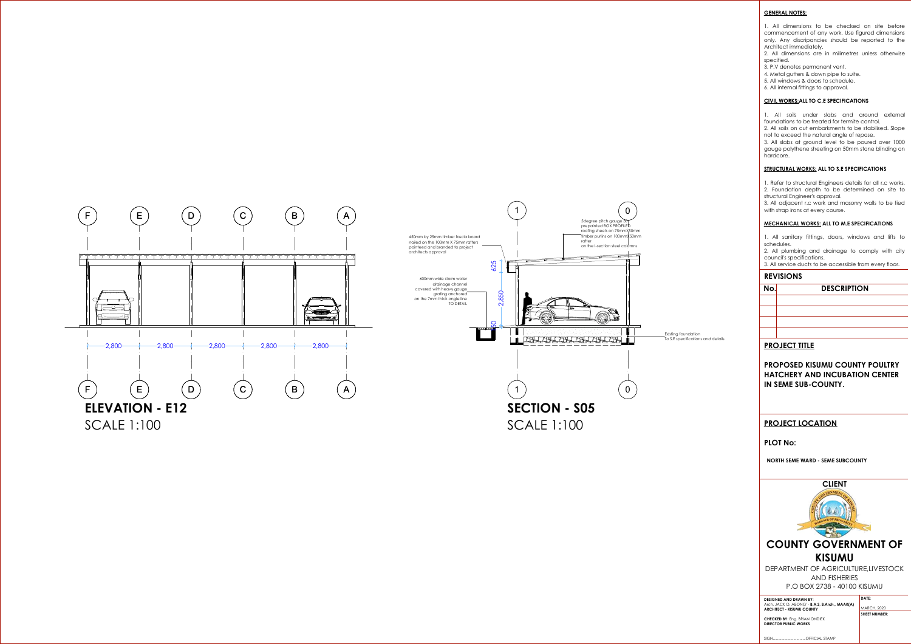F E D C B A

2,800 2,800 2,800 2,800 2,800

F E D C B A

**ELEVATION - E12**

SCALE 1:100

1 0

450mm by 25mm timber fascia board nailed on the 100mm X 75mm rafters painteed and branded to project architects approval

5degrees pitch gauge 30 prepainted BOX PROFILED roofing sheets on 75mmX50mm timber purlins on 100mmX50mm rafter on the I-section steel columns

625

2,850

600mm wide storm water drainage channel covered with heavy gauge grating anchored on the 7mm thick angle line TO DETAIL

150

Existing foundation To S.E specifications and details

1 0

**SECTION - S05**

SCALE 1:100

## GENERAL NOTES:

1. All dimensions to be checked on site before commencement of any work. Use figured dimensions only. Any discripancies should be reported to the Architect immediately.
2. All dimensions are in milimetres unless otherwise specified.
3. P.V denotes permanent vent.
4. Metal gutters & down pipe to suite.
5. All windows & doors to schedule.
6. All internal fittings to approval.

## CIVIL WORKS:ALL TO C.E SPECIFICATIONS

1. All soils under slabs and around external foundations to be treated for termite control.
2. All soils on cut embarkments to be stabilised. Slope not to exceed the natural angle of repose.
3. All slabs at ground level to be poured over 1000 gauge polythene sheeting on 50mm stone blinding on hardcore.

## STRUCTURAL WORKS: ALL TO S.E SPECIFICATIONS

1. Refer to structural Engineers details for all r.c works.
2. Foundation depth to be determined on site to structural Engineer's approval.
3. All adjacent r.c work and masonry walls to be tied with strap irons at every course.

## MECHANICAL WORKS: ALL TO M.E SPECIFICATIONS

1. All sanitary fittings, doors, windows and lifts to schedules.
2. All plumbing and drainage to comply with city council's specifications.
3. All service ducts to be accessible from every floor.

## REVISIONS

| No. | DESCRIPTION |
| --- | --- |
| | |
| | |
| | |
| | |

## PROJECT TITLE

**PROPOSED KISUMU COUNTY POULTRY HATCHERY AND INCUBATION CENTER IN SEME SUB-COUNTY.**

## PROJECT LOCATION

**PLOT No:**

**NORTH SEME WARD - SEME SUBCOUNTY**

**CLIENT**

# COUNTY GOVERNMENT OF KISUMU

DEPARTMENT OF AGRICULTURE,LIVESTOCK AND FISHERIES

P.O BOX 2738 - 40100 KISUMU

**DESIGNED AND DRAWN BY**: Arch. JACK O. ABONG' - **B.A.S, B.Arch., MAAK(A)** **ARCHITECT - KISUMU COUNTY**

**DATE:** MARCH, 2020

**SHEET NUMBER:**

**CHECKED BY**: Eng. BRIAN ONDIEK **DIRECTOR PUBLIC WORKS**

SIGN.............................OFFICIAL STAMP